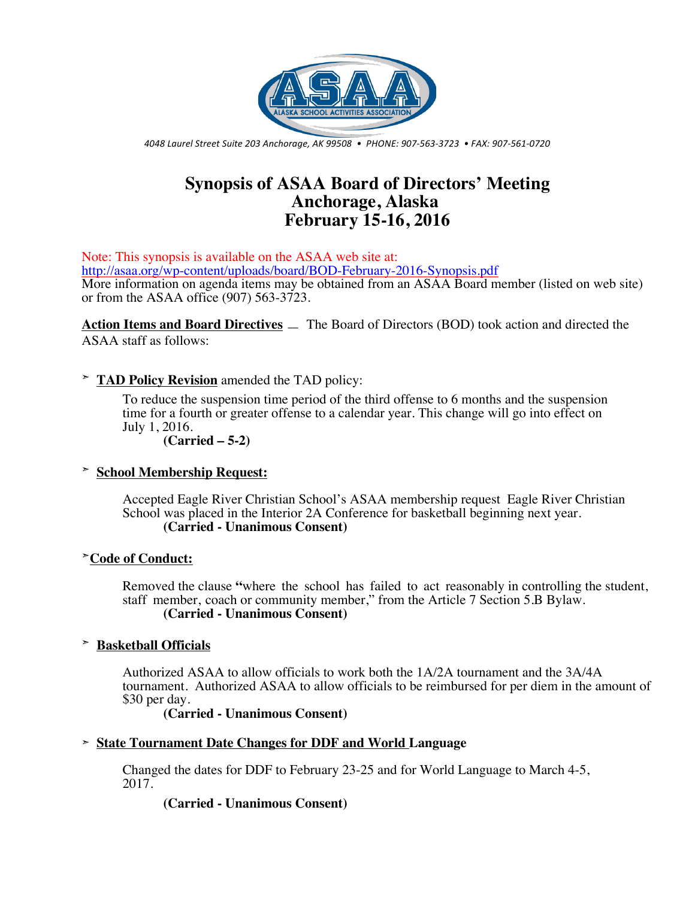4048 Laurel Street Suite 203 Anchorage, AK 99508 • PHONE: 907-563-3723 • FAX: 907-561-0720

# Synopsis of ASAA Board of Directors' Meeting
# Anchorage, Alaska
# February 15-16, 2016

Note: This synopsis is available on the ASAA web site at:
http://asaa.org/wp-content/uploads/board/BOD-February-2016-Synopsis.pdf
More information on agenda items may be obtained from an ASAA Board member (listed on web site) or from the ASAA office (907) 563-3723.

**Action Items and Board Directives** — The Board of Directors (BOD) took action and directed the ASAA staff as follows:

➢ **TAD Policy Revision** amended the TAD policy:

To reduce the suspension time period of the third offense to 6 months and the suspension time for a fourth or greater offense to a calendar year. This change will go into effect on July 1, 2016.
**(Carried – 5-2)**

➢ **School Membership Request:**

Accepted Eagle River Christian School's ASAA membership request Eagle River Christian School was placed in the Interior 2A Conference for basketball beginning next year.
**(Carried - Unanimous Consent)**

➢ **Code of Conduct:**

Removed the clause "where the school has failed to act reasonably in controlling the student, staff member, coach or community member," from the Article 7 Section 5.B Bylaw.
**(Carried - Unanimous Consent)**

➢ **Basketball Officials**

Authorized ASAA to allow officials to work both the 1A/2A tournament and the 3A/4A tournament. Authorized ASAA to allow officials to be reimbursed for per diem in the amount of $30 per day.
**(Carried - Unanimous Consent)**

➢ **State Tournament Date Changes for DDF and World Language**

Changed the dates for DDF to February 23-25 and for World Language to March 4-5, 2017.

**(Carried - Unanimous Consent)**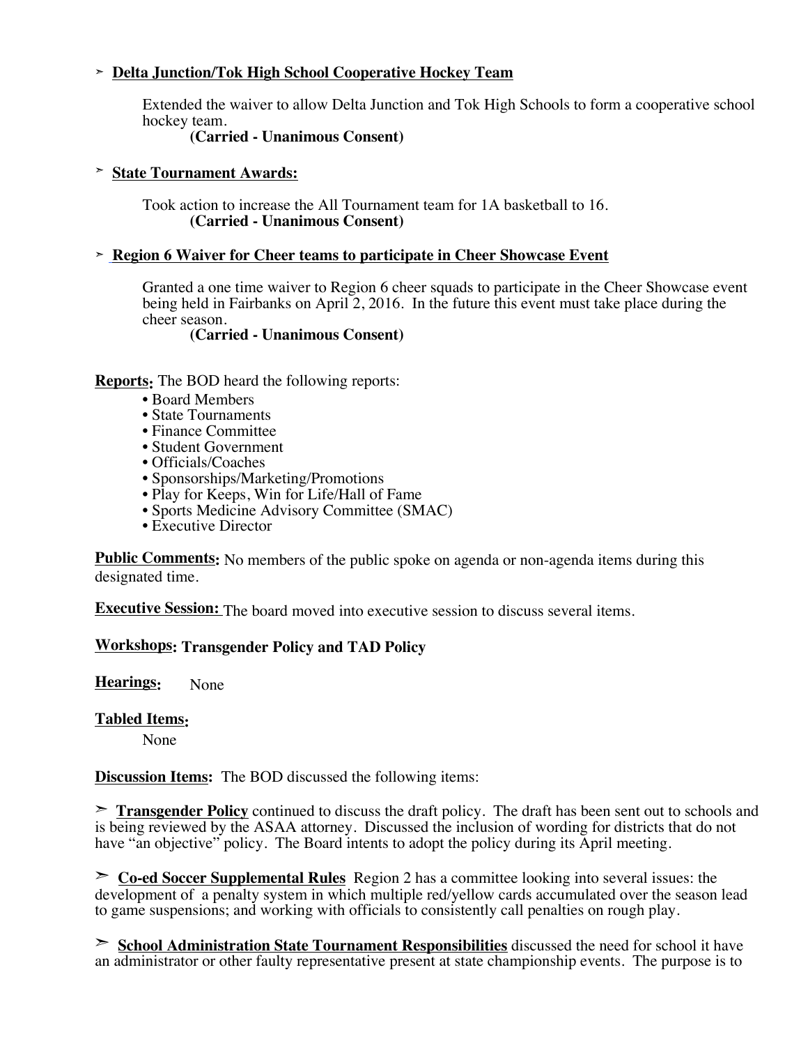➢ **Delta Junction/Tok High School Cooperative Hockey Team**

Extended the waiver to allow Delta Junction and Tok High Schools to form a cooperative school hockey team.
**(Carried - Unanimous Consent)**

➢ **State Tournament Awards:**

Took action to increase the All Tournament team for 1A basketball to 16.
**(Carried - Unanimous Consent)**

➢ **Region 6 Waiver for Cheer teams to participate in Cheer Showcase Event**

Granted a one time waiver to Region 6 cheer squads to participate in the Cheer Showcase event being held in Fairbanks on April 2, 2016. In the future this event must take place during the cheer season.
**(Carried - Unanimous Consent)**

**Reports:** The BOD heard the following reports:

- Board Members
- State Tournaments
- Finance Committee
- Student Government
- Officials/Coaches
- Sponsorships/Marketing/Promotions
- Play for Keeps, Win for Life/Hall of Fame
- Sports Medicine Advisory Committee (SMAC)
- Executive Director

**Public Comments:** No members of the public spoke on agenda or non-agenda items during this designated time.

**Executive Session:** The board moved into executive session to discuss several items.

**Workshops: Transgender Policy and TAD Policy**

**Hearings:** None

**Tabled Items:**
None

**Discussion Items:** The BOD discussed the following items:

➢ **Transgender Policy** continued to discuss the draft policy. The draft has been sent out to schools and is being reviewed by the ASAA attorney. Discussed the inclusion of wording for districts that do not have "an objective" policy. The Board intents to adopt the policy during its April meeting.

➢ **Co-ed Soccer Supplemental Rules** Region 2 has a committee looking into several issues: the development of a penalty system in which multiple red/yellow cards accumulated over the season lead to game suspensions; and working with officials to consistently call penalties on rough play.

➢ **School Administration State Tournament Responsibilities** discussed the need for school it have an administrator or other faulty representative present at state championship events. The purpose is to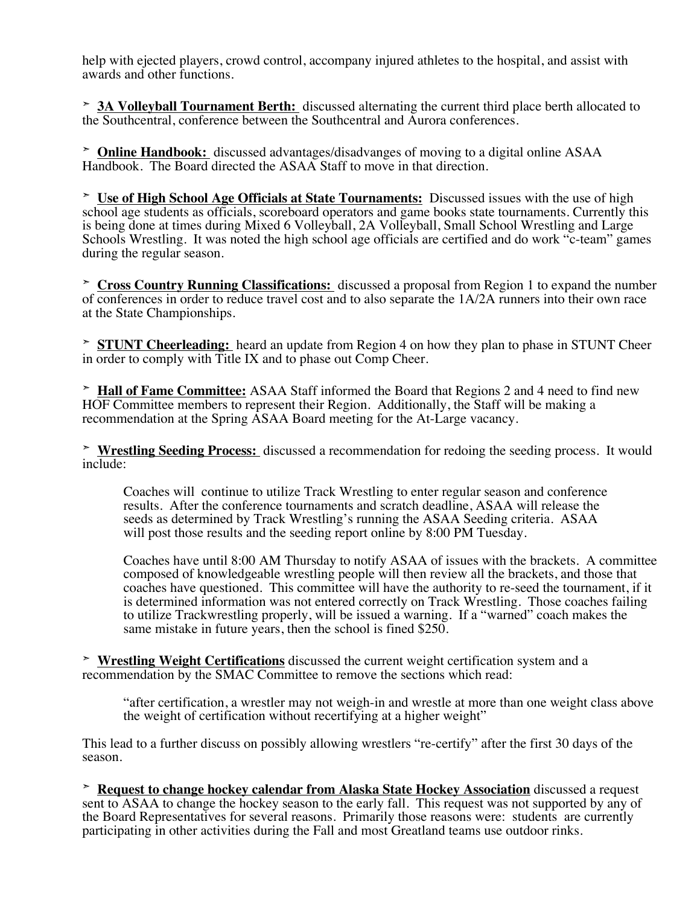help with ejected players, crowd control, accompany injured athletes to the hospital, and assist with awards and other functions.

➢ **3A Volleyball Tournament Berth:** discussed alternating the current third place berth allocated to the Southcentral, conference between the Southcentral and Aurora conferences.

➢ **Online Handbook:** discussed advantages/disadvanges of moving to a digital online ASAA Handbook. The Board directed the ASAA Staff to move in that direction.

➢ **Use of High School Age Officials at State Tournaments:** Discussed issues with the use of high school age students as officials, scoreboard operators and game books state tournaments. Currently this is being done at times during Mixed 6 Volleyball, 2A Volleyball, Small School Wrestling and Large Schools Wrestling. It was noted the high school age officials are certified and do work "c-team" games during the regular season.

➢ **Cross Country Running Classifications:** discussed a proposal from Region 1 to expand the number of conferences in order to reduce travel cost and to also separate the 1A/2A runners into their own race at the State Championships.

➢ **STUNT Cheerleading:** heard an update from Region 4 on how they plan to phase in STUNT Cheer in order to comply with Title IX and to phase out Comp Cheer.

➢ **Hall of Fame Committee:** ASAA Staff informed the Board that Regions 2 and 4 need to find new HOF Committee members to represent their Region. Additionally, the Staff will be making a recommendation at the Spring ASAA Board meeting for the At-Large vacancy.

➢ **Wrestling Seeding Process:** discussed a recommendation for redoing the seeding process. It would include:

> Coaches will continue to utilize Track Wrestling to enter regular season and conference results. After the conference tournaments and scratch deadline, ASAA will release the seeds as determined by Track Wrestling's running the ASAA Seeding criteria. ASAA will post those results and the seeding report online by 8:00 PM Tuesday.
>
> Coaches have until 8:00 AM Thursday to notify ASAA of issues with the brackets. A committee composed of knowledgeable wrestling people will then review all the brackets, and those that coaches have questioned. This committee will have the authority to re-seed the tournament, if it is determined information was not entered correctly on Track Wrestling. Those coaches failing to utilize Trackwrestling properly, will be issued a warning. If a "warned" coach makes the same mistake in future years, then the school is fined $250.

➢ **Wrestling Weight Certifications** discussed the current weight certification system and a recommendation by the SMAC Committee to remove the sections which read:

> "after certification, a wrestler may not weigh-in and wrestle at more than one weight class above the weight of certification without recertifying at a higher weight"

This lead to a further discuss on possibly allowing wrestlers "re-certify" after the first 30 days of the season.

➢ **Request to change hockey calendar from Alaska State Hockey Association** discussed a request sent to ASAA to change the hockey season to the early fall. This request was not supported by any of the Board Representatives for several reasons. Primarily those reasons were: students are currently participating in other activities during the Fall and most Greatland teams use outdoor rinks.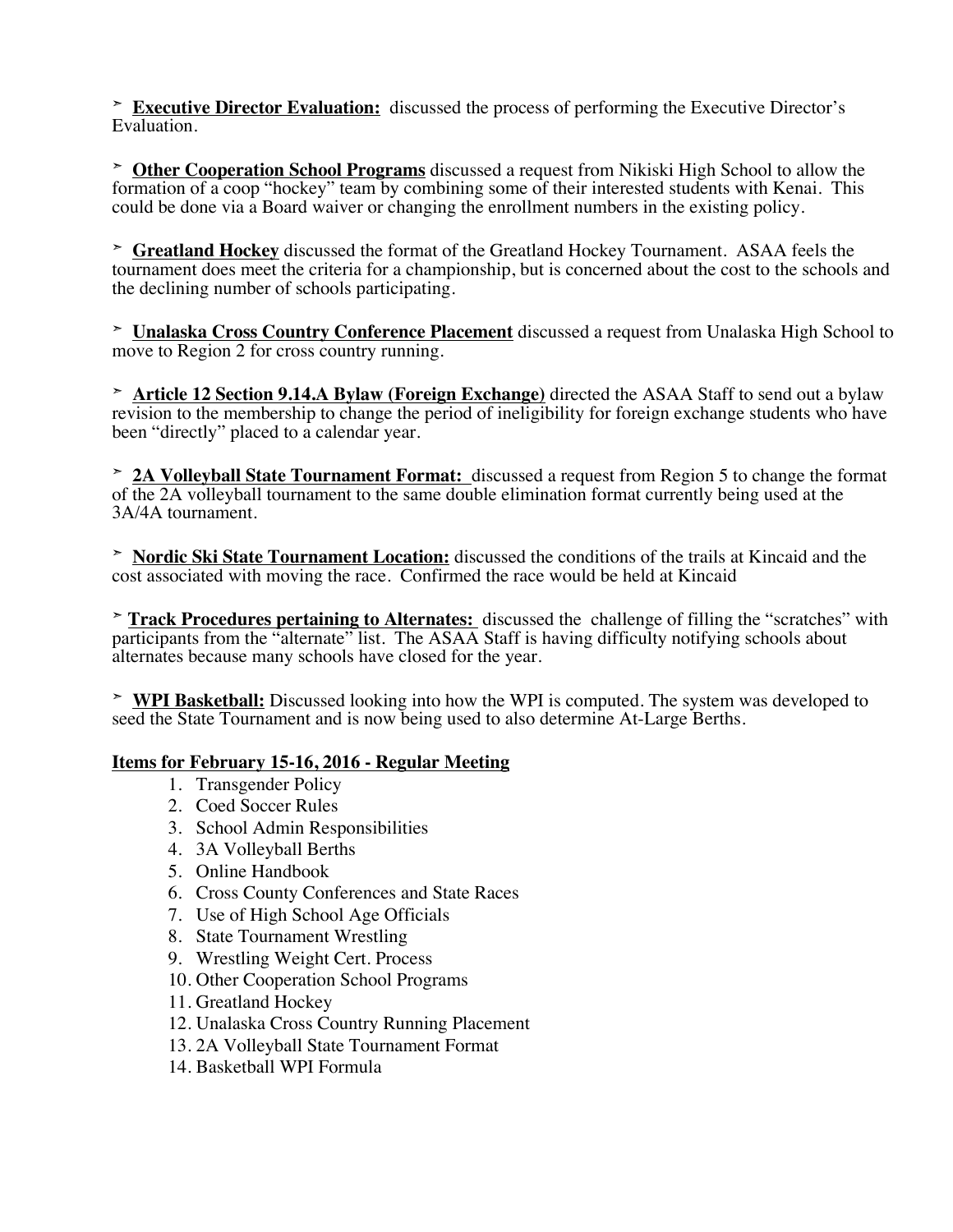➢ **Executive Director Evaluation:** discussed the process of performing the Executive Director's Evaluation.

➢ **Other Cooperation School Programs** discussed a request from Nikiski High School to allow the formation of a coop "hockey" team by combining some of their interested students with Kenai. This could be done via a Board waiver or changing the enrollment numbers in the existing policy.

➢ **Greatland Hockey** discussed the format of the Greatland Hockey Tournament. ASAA feels the tournament does meet the criteria for a championship, but is concerned about the cost to the schools and the declining number of schools participating.

➢ **Unalaska Cross Country Conference Placement** discussed a request from Unalaska High School to move to Region 2 for cross country running.

➢ **Article 12 Section 9.14.A Bylaw (Foreign Exchange)** directed the ASAA Staff to send out a bylaw revision to the membership to change the period of ineligibility for foreign exchange students who have been "directly" placed to a calendar year.

➢ **2A Volleyball State Tournament Format:** discussed a request from Region 5 to change the format of the 2A volleyball tournament to the same double elimination format currently being used at the 3A/4A tournament.

➢ **Nordic Ski State Tournament Location:** discussed the conditions of the trails at Kincaid and the cost associated with moving the race. Confirmed the race would be held at Kincaid

➢ **Track Procedures pertaining to Alternates:** discussed the challenge of filling the "scratches" with participants from the "alternate" list. The ASAA Staff is having difficulty notifying schools about alternates because many schools have closed for the year.

➢ **WPI Basketball:** Discussed looking into how the WPI is computed. The system was developed to seed the State Tournament and is now being used to also determine At-Large Berths.

**Items for February 15-16, 2016 - Regular Meeting**

1. Transgender Policy
2. Coed Soccer Rules
3. School Admin Responsibilities
4. 3A Volleyball Berths
5. Online Handbook
6. Cross County Conferences and State Races
7. Use of High School Age Officials
8. State Tournament Wrestling
9. Wrestling Weight Cert. Process
10. Other Cooperation School Programs
11. Greatland Hockey
12. Unalaska Cross Country Running Placement
13. 2A Volleyball State Tournament Format
14. Basketball WPI Formula